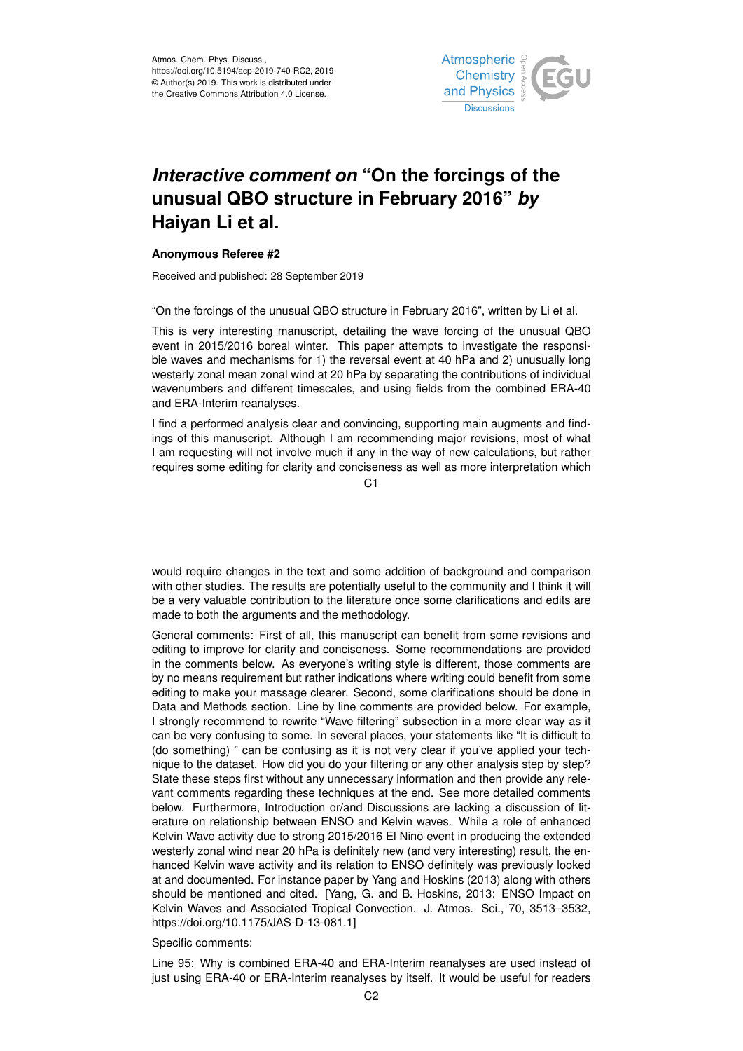Atmos. Chem. Phys. Discuss.,
https://doi.org/10.5194/acp-2019-740-RC2, 2019
© Author(s) 2019. This work is distributed under
the Creative Commons Attribution 4.0 License.

# *Interactive comment on* "On the forcings of the unusual QBO structure in February 2016" *by* Haiyan Li et al.

**Anonymous Referee #2**

Received and published: 28 September 2019

"On the forcings of the unusual QBO structure in February 2016", written by Li et al.

This is very interesting manuscript, detailing the wave forcing of the unusual QBO event in 2015/2016 boreal winter. This paper attempts to investigate the responsible waves and mechanisms for 1) the reversal event at 40 hPa and 2) unusually long westerly zonal mean zonal wind at 20 hPa by separating the contributions of individual wavenumbers and different timescales, and using fields from the combined ERA-40 and ERA-Interim reanalyses.

I find a performed analysis clear and convincing, supporting main augments and findings of this manuscript. Although I am recommending major revisions, most of what I am requesting will not involve much if any in the way of new calculations, but rather requires some editing for clarity and conciseness as well as more interpretation which would require changes in the text and some addition of background and comparison with other studies. The results are potentially useful to the community and I think it will be a very valuable contribution to the literature once some clarifications and edits are made to both the arguments and the methodology.

General comments: First of all, this manuscript can benefit from some revisions and editing to improve for clarity and conciseness. Some recommendations are provided in the comments below. As everyone's writing style is different, those comments are by no means requirement but rather indications where writing could benefit from some editing to make your massage clearer. Second, some clarifications should be done in Data and Methods section. Line by line comments are provided below. For example, I strongly recommend to rewrite "Wave filtering" subsection in a more clear way as it can be very confusing to some. In several places, your statements like "It is difficult to (do something) " can be confusing as it is not very clear if you've applied your technique to the dataset. How did you do your filtering or any other analysis step by step? State these steps first without any unnecessary information and then provide any relevant comments regarding these techniques at the end. See more detailed comments below. Furthermore, Introduction or/and Discussions are lacking a discussion of literature on relationship between ENSO and Kelvin waves. While a role of enhanced Kelvin Wave activity due to strong 2015/2016 El Nino event in producing the extended westerly zonal wind near 20 hPa is definitely new (and very interesting) result, the enhanced Kelvin wave activity and its relation to ENSO definitely was previously looked at and documented. For instance paper by Yang and Hoskins (2013) along with others should be mentioned and cited. [Yang, G. and B. Hoskins, 2013: ENSO Impact on Kelvin Waves and Associated Tropical Convection. J. Atmos. Sci., 70, 3513–3532, https://doi.org/10.1175/JAS-D-13-081.1]

Specific comments:

Line 95: Why is combined ERA-40 and ERA-Interim reanalyses are used instead of just using ERA-40 or ERA-Interim reanalyses by itself. It would be useful for readers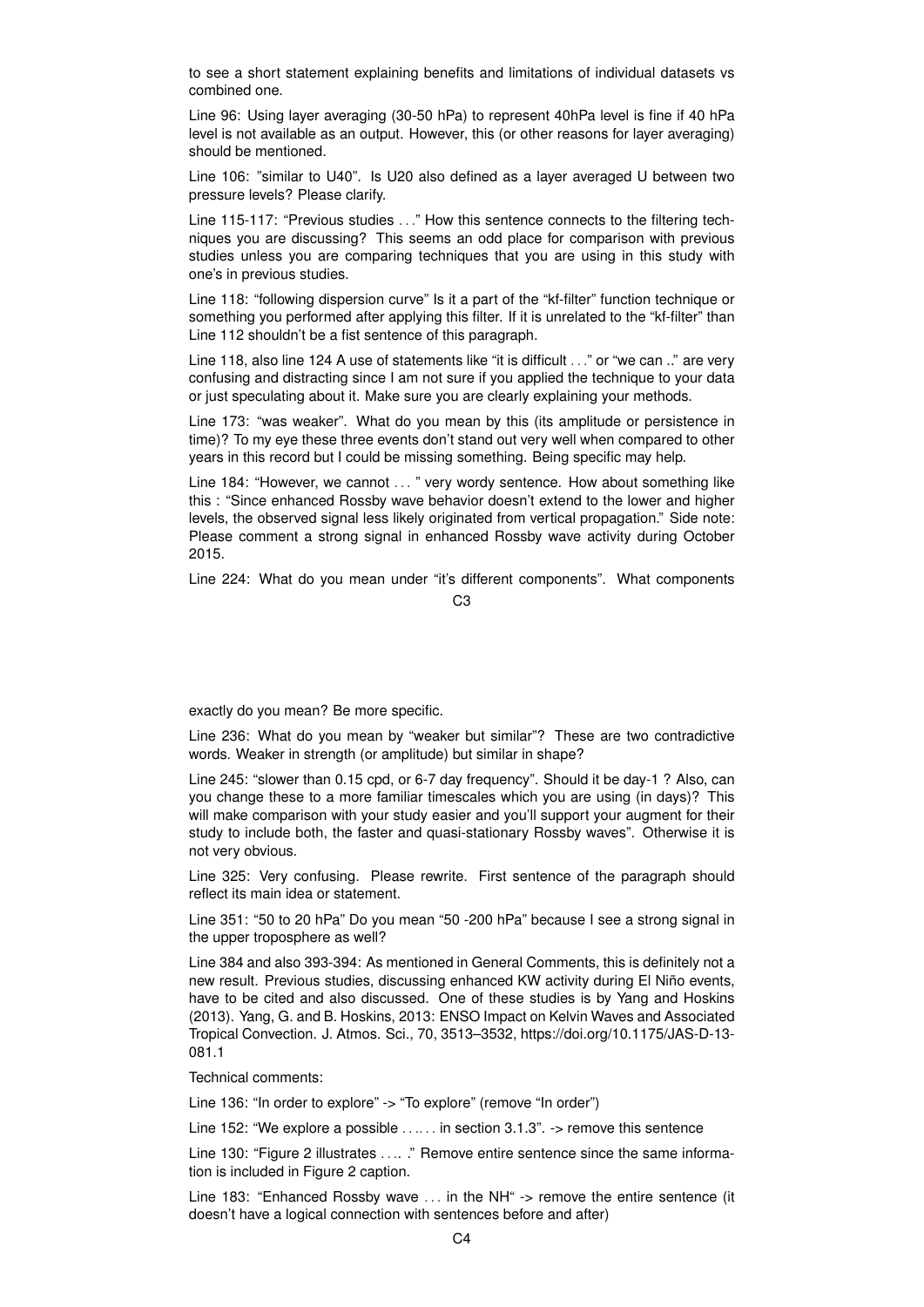to see a short statement explaining benefits and limitations of individual datasets vs combined one.

Line 96: Using layer averaging (30-50 hPa) to represent 40hPa level is fine if 40 hPa level is not available as an output. However, this (or other reasons for layer averaging) should be mentioned.

Line 106: "similar to U40". Is U20 also defined as a layer averaged U between two pressure levels? Please clarify.

Line 115-117: "Previous studies . . ." How this sentence connects to the filtering techniques you are discussing? This seems an odd place for comparison with previous studies unless you are comparing techniques that you are using in this study with one's in previous studies.

Line 118: "following dispersion curve" Is it a part of the "kf-filter" function technique or something you performed after applying this filter. If it is unrelated to the "kf-filter" than Line 112 shouldn't be a fist sentence of this paragraph.

Line 118, also line 124 A use of statements like "it is difficult . . ." or "we can .." are very confusing and distracting since I am not sure if you applied the technique to your data or just speculating about it. Make sure you are clearly explaining your methods.

Line 173: "was weaker". What do you mean by this (its amplitude or persistence in time)? To my eye these three events don't stand out very well when compared to other years in this record but I could be missing something. Being specific may help.

Line 184: "However, we cannot . . . " very wordy sentence. How about something like this : "Since enhanced Rossby wave behavior doesn't extend to the lower and higher levels, the observed signal less likely originated from vertical propagation." Side note: Please comment a strong signal in enhanced Rossby wave activity during October 2015.

Line 224: What do you mean under "it's different components". What components exactly do you mean? Be more specific.

Line 236: What do you mean by "weaker but similar"? These are two contradictive words. Weaker in strength (or amplitude) but similar in shape?

Line 245: "slower than 0.15 cpd, or 6-7 day frequency". Should it be day-1 ? Also, can you change these to a more familiar timescales which you are using (in days)? This will make comparison with your study easier and you'll support your augment for their study to include both, the faster and quasi-stationary Rossby waves". Otherwise it is not very obvious.

Line 325: Very confusing. Please rewrite. First sentence of the paragraph should reflect its main idea or statement.

Line 351: "50 to 20 hPa" Do you mean "50 -200 hPa" because I see a strong signal in the upper troposphere as well?

Line 384 and also 393-394: As mentioned in General Comments, this is definitely not a new result. Previous studies, discussing enhanced KW activity during El Niño events, have to be cited and also discussed. One of these studies is by Yang and Hoskins (2013). Yang, G. and B. Hoskins, 2013: ENSO Impact on Kelvin Waves and Associated Tropical Convection. J. Atmos. Sci., 70, 3513–3532, https://doi.org/10.1175/JAS-D-13-081.1

Technical comments:

Line 136: "In order to explore" -> "To explore" (remove "In order")

Line 152: "We explore a possible . . .. . . in section 3.1.3". -> remove this sentence

Line 130: "Figure 2 illustrates . . .. ." Remove entire sentence since the same information is included in Figure 2 caption.

Line 183: "Enhanced Rossby wave . . . in the NH" -> remove the entire sentence (it doesn't have a logical connection with sentences before and after)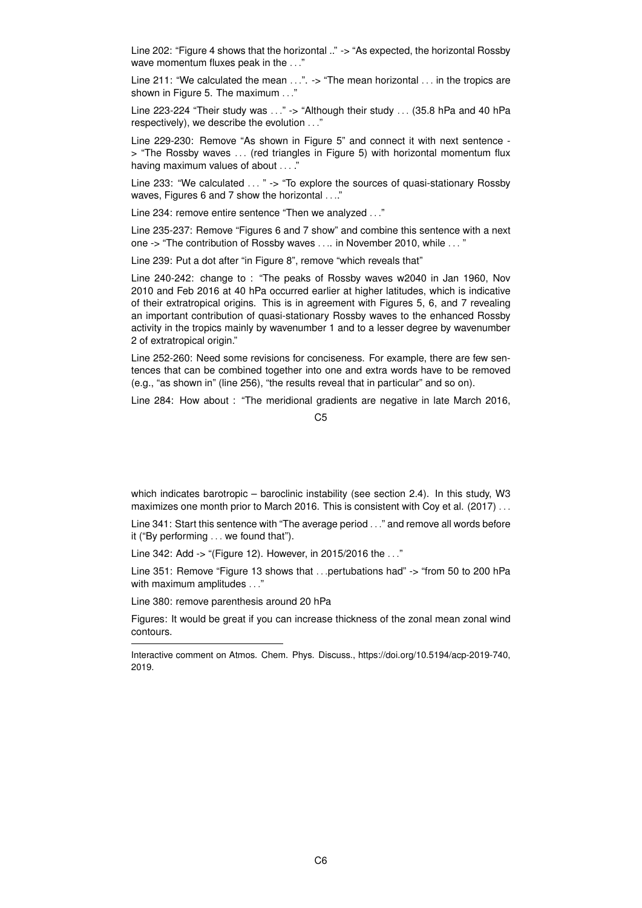Line 202: "Figure 4 shows that the horizontal .." -> "As expected, the horizontal Rossby wave momentum fluxes peak in the . . ."

Line 211: "We calculated the mean . . .". -> "The mean horizontal . . . in the tropics are shown in Figure 5. The maximum . . ."

Line 223-224 "Their study was . . ." -> "Although their study . . . (35.8 hPa and 40 hPa respectively), we describe the evolution . . ."

Line 229-230: Remove "As shown in Figure 5" and connect it with next sentence -> "The Rossby waves . . . (red triangles in Figure 5) with horizontal momentum flux having maximum values of about . . . ."

Line 233: "We calculated . . . " -> "To explore the sources of quasi-stationary Rossby waves, Figures 6 and 7 show the horizontal . . .."

Line 234: remove entire sentence "Then we analyzed . . ."

Line 235-237: Remove "Figures 6 and 7 show" and combine this sentence with a next one -> "The contribution of Rossby waves . . .. in November 2010, while . . . "

Line 239: Put a dot after "in Figure 8", remove "which reveals that"

Line 240-242: change to : "The peaks of Rossby waves w2040 in Jan 1960, Nov 2010 and Feb 2016 at 40 hPa occurred earlier at higher latitudes, which is indicative of their extratropical origins. This is in agreement with Figures 5, 6, and 7 revealing an important contribution of quasi-stationary Rossby waves to the enhanced Rossby activity in the tropics mainly by wavenumber 1 and to a lesser degree by wavenumber 2 of extratropical origin."

Line 252-260: Need some revisions for conciseness. For example, there are few sentences that can be combined together into one and extra words have to be removed (e.g., "as shown in" (line 256), "the results reveal that in particular" and so on).

Line 284: How about : "The meridional gradients are negative in late March 2016, which indicates barotropic – baroclinic instability (see section 2.4). In this study, W3 maximizes one month prior to March 2016. This is consistent with Coy et al. (2017) . . .

Line 341: Start this sentence with "The average period . . ." and remove all words before it ("By performing . . . we found that").

Line 342: Add -> "(Figure 12). However, in 2015/2016 the . . ."

Line 351: Remove "Figure 13 shows that . . .pertubations had" -> "from 50 to 200 hPa with maximum amplitudes . . ."

Line 380: remove parenthesis around 20 hPa

Figures: It would be great if you can increase thickness of the zonal mean zonal wind contours.

---

Interactive comment on Atmos. Chem. Phys. Discuss., https://doi.org/10.5194/acp-2019-740, 2019.